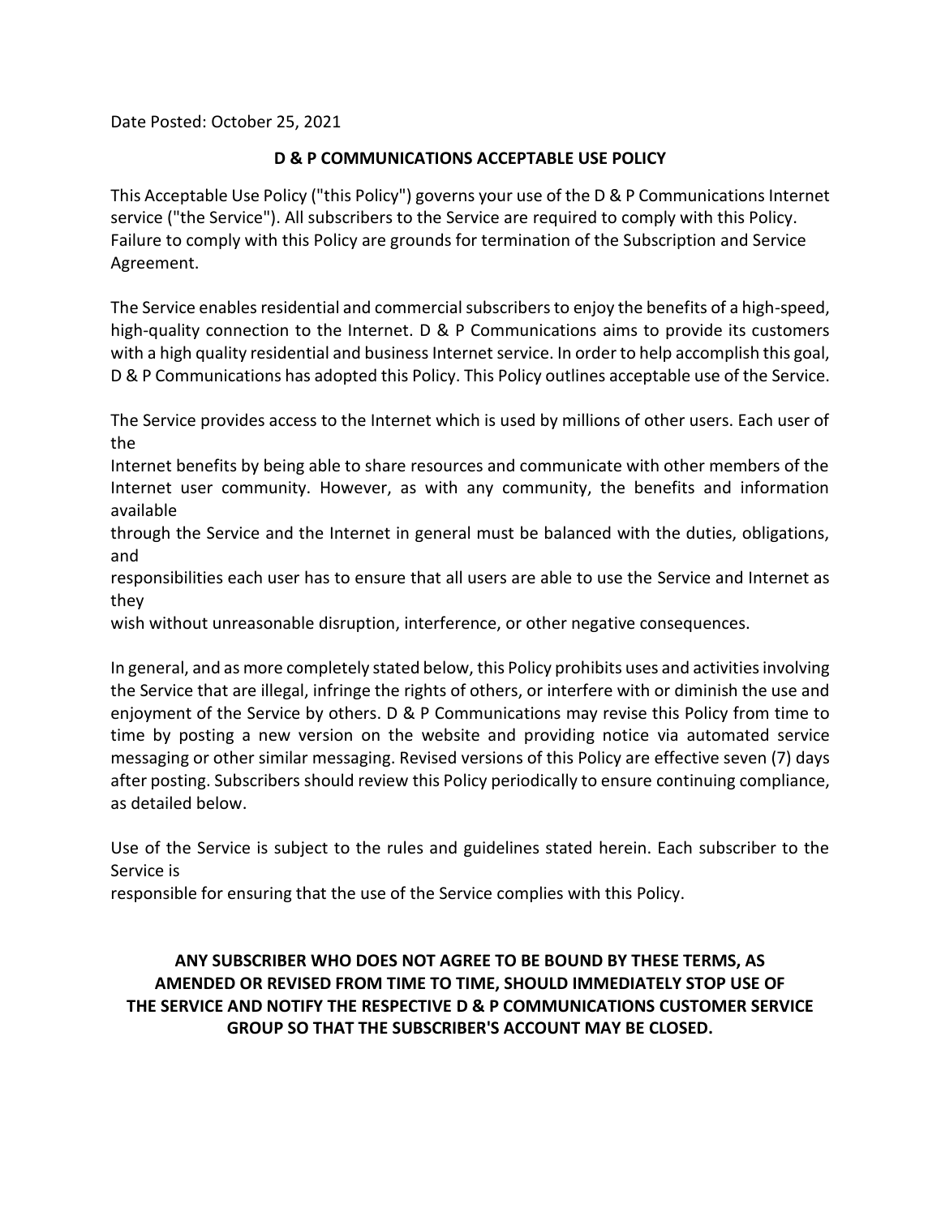Date Posted: October 25, 2021

# D & P COMMUNICATIONS ACCEPTABLE USE POLICY

This Acceptable Use Policy ("this Policy") governs your use of the D & P Communications Internet service ("the Service"). All subscribers to the Service are required to comply with this Policy. Failure to comply with this Policy are grounds for termination of the Subscription and Service Agreement.

The Service enables residential and commercial subscribers to enjoy the benefits of a high-speed, high-quality connection to the Internet. D & P Communications aims to provide its customers with a high quality residential and business Internet service. In order to help accomplish this goal, D & P Communications has adopted this Policy. This Policy outlines acceptable use of the Service.

The Service provides access to the Internet which is used by millions of other users. Each user of the Internet benefits by being able to share resources and communicate with other members of the Internet user community. However, as with any community, the benefits and information available through the Service and the Internet in general must be balanced with the duties, obligations, and responsibilities each user has to ensure that all users are able to use the Service and Internet as they wish without unreasonable disruption, interference, or other negative consequences.

In general, and as more completely stated below, this Policy prohibits uses and activities involving the Service that are illegal, infringe the rights of others, or interfere with or diminish the use and enjoyment of the Service by others. D & P Communications may revise this Policy from time to time by posting a new version on the website and providing notice via automated service messaging or other similar messaging. Revised versions of this Policy are effective seven (7) days after posting. Subscribers should review this Policy periodically to ensure continuing compliance, as detailed below.

Use of the Service is subject to the rules and guidelines stated herein. Each subscriber to the Service is responsible for ensuring that the use of the Service complies with this Policy.

**ANY SUBSCRIBER WHO DOES NOT AGREE TO BE BOUND BY THESE TERMS, AS AMENDED OR REVISED FROM TIME TO TIME, SHOULD IMMEDIATELY STOP USE OF THE SERVICE AND NOTIFY THE RESPECTIVE D & P COMMUNICATIONS CUSTOMER SERVICE GROUP SO THAT THE SUBSCRIBER'S ACCOUNT MAY BE CLOSED.**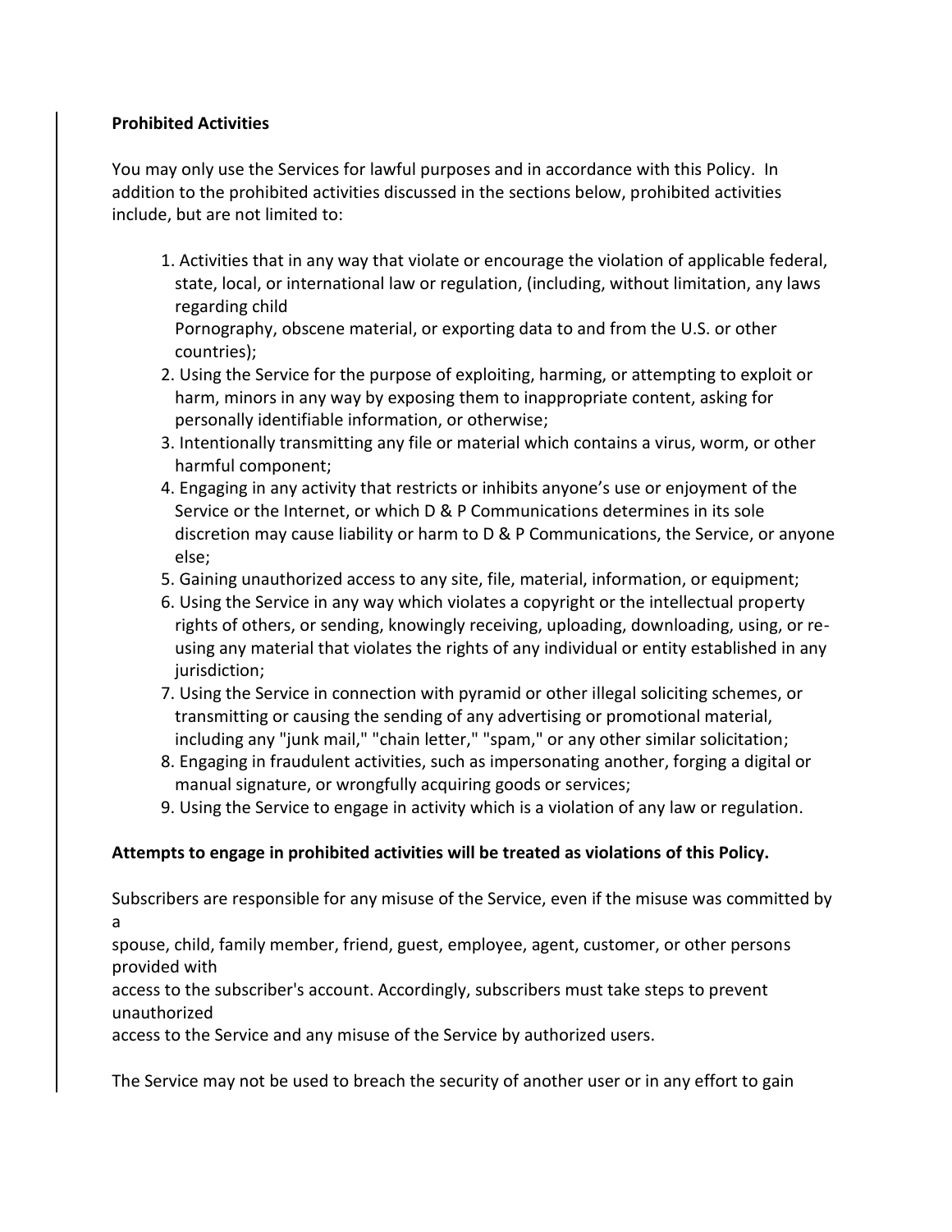**Prohibited Activities**

You may only use the Services for lawful purposes and in accordance with this Policy. In addition to the prohibited activities discussed in the sections below, prohibited activities include, but are not limited to:

1. Activities that in any way that violate or encourage the violation of applicable federal, state, local, or international law or regulation, (including, without limitation, any laws regarding child Pornography, obscene material, or exporting data to and from the U.S. or other countries);
2. Using the Service for the purpose of exploiting, harming, or attempting to exploit or harm, minors in any way by exposing them to inappropriate content, asking for personally identifiable information, or otherwise;
3. Intentionally transmitting any file or material which contains a virus, worm, or other harmful component;
4. Engaging in any activity that restricts or inhibits anyone's use or enjoyment of the Service or the Internet, or which D & P Communications determines in its sole discretion may cause liability or harm to D & P Communications, the Service, or anyone else;
5. Gaining unauthorized access to any site, file, material, information, or equipment;
6. Using the Service in any way which violates a copyright or the intellectual property rights of others, or sending, knowingly receiving, uploading, downloading, using, or re-using any material that violates the rights of any individual or entity established in any jurisdiction;
7. Using the Service in connection with pyramid or other illegal soliciting schemes, or transmitting or causing the sending of any advertising or promotional material, including any "junk mail," "chain letter," "spam," or any other similar solicitation;
8. Engaging in fraudulent activities, such as impersonating another, forging a digital or manual signature, or wrongfully acquiring goods or services;
9. Using the Service to engage in activity which is a violation of any law or regulation.

**Attempts to engage in prohibited activities will be treated as violations of this Policy.**

Subscribers are responsible for any misuse of the Service, even if the misuse was committed by a spouse, child, family member, friend, guest, employee, agent, customer, or other persons provided with access to the subscriber's account. Accordingly, subscribers must take steps to prevent unauthorized access to the Service and any misuse of the Service by authorized users.

The Service may not be used to breach the security of another user or in any effort to gain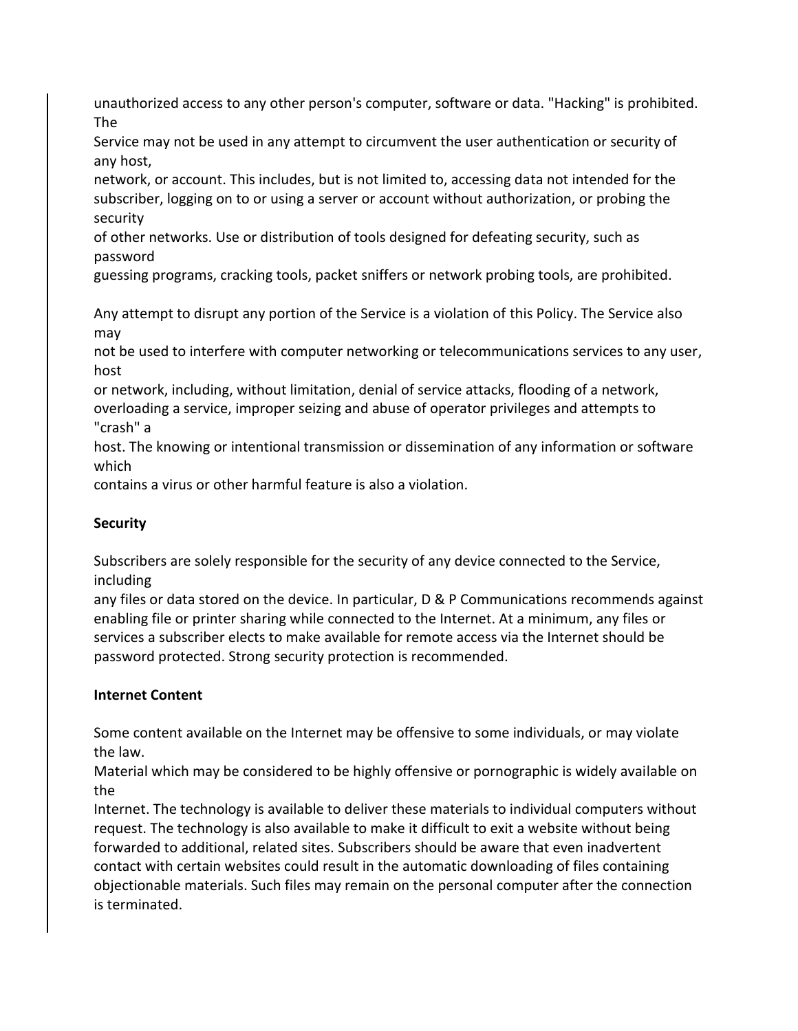unauthorized access to any other person's computer, software or data. "Hacking" is prohibited. The Service may not be used in any attempt to circumvent the user authentication or security of any host, network, or account. This includes, but is not limited to, accessing data not intended for the subscriber, logging on to or using a server or account without authorization, or probing the security of other networks. Use or distribution of tools designed for defeating security, such as password guessing programs, cracking tools, packet sniffers or network probing tools, are prohibited.

Any attempt to disrupt any portion of the Service is a violation of this Policy. The Service also may not be used to interfere with computer networking or telecommunications services to any user, host or network, including, without limitation, denial of service attacks, flooding of a network, overloading a service, improper seizing and abuse of operator privileges and attempts to "crash" a host. The knowing or intentional transmission or dissemination of any information or software which contains a virus or other harmful feature is also a violation.

**Security**

Subscribers are solely responsible for the security of any device connected to the Service, including any files or data stored on the device. In particular, D & P Communications recommends against enabling file or printer sharing while connected to the Internet. At a minimum, any files or services a subscriber elects to make available for remote access via the Internet should be password protected. Strong security protection is recommended.

**Internet Content**

Some content available on the Internet may be offensive to some individuals, or may violate the law. Material which may be considered to be highly offensive or pornographic is widely available on the Internet. The technology is available to deliver these materials to individual computers without request. The technology is also available to make it difficult to exit a website without being forwarded to additional, related sites. Subscribers should be aware that even inadvertent contact with certain websites could result in the automatic downloading of files containing objectionable materials. Such files may remain on the personal computer after the connection is terminated.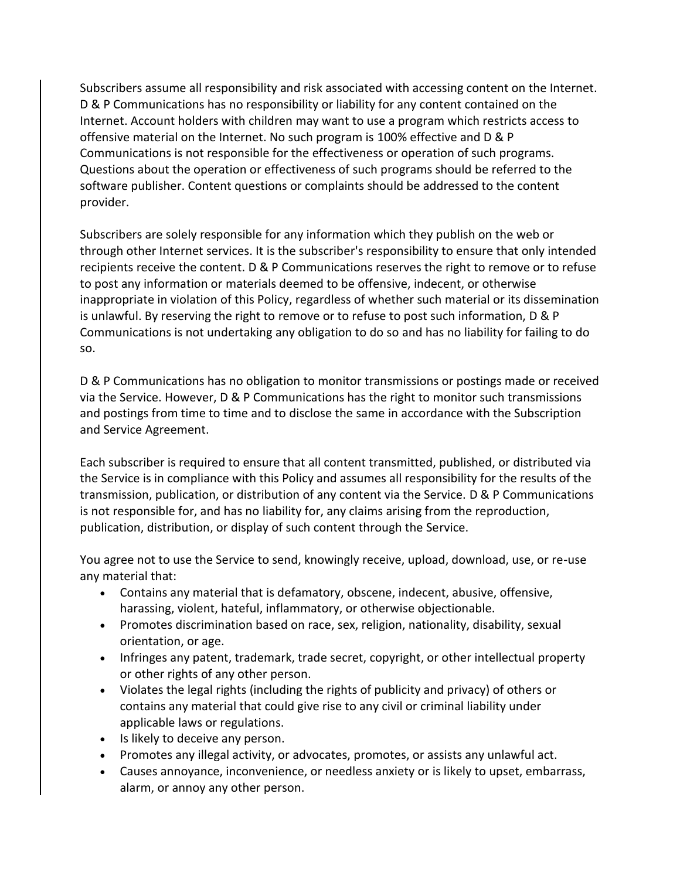Subscribers assume all responsibility and risk associated with accessing content on the Internet. D & P Communications has no responsibility or liability for any content contained on the Internet. Account holders with children may want to use a program which restricts access to offensive material on the Internet. No such program is 100% effective and D & P Communications is not responsible for the effectiveness or operation of such programs. Questions about the operation or effectiveness of such programs should be referred to the software publisher. Content questions or complaints should be addressed to the content provider.

Subscribers are solely responsible for any information which they publish on the web or through other Internet services. It is the subscriber's responsibility to ensure that only intended recipients receive the content. D & P Communications reserves the right to remove or to refuse to post any information or materials deemed to be offensive, indecent, or otherwise inappropriate in violation of this Policy, regardless of whether such material or its dissemination is unlawful. By reserving the right to remove or to refuse to post such information, D & P Communications is not undertaking any obligation to do so and has no liability for failing to do so.

D & P Communications has no obligation to monitor transmissions or postings made or received via the Service. However, D & P Communications has the right to monitor such transmissions and postings from time to time and to disclose the same in accordance with the Subscription and Service Agreement.

Each subscriber is required to ensure that all content transmitted, published, or distributed via the Service is in compliance with this Policy and assumes all responsibility for the results of the transmission, publication, or distribution of any content via the Service. D & P Communications is not responsible for, and has no liability for, any claims arising from the reproduction, publication, distribution, or display of such content through the Service.

You agree not to use the Service to send, knowingly receive, upload, download, use, or re-use any material that:

- Contains any material that is defamatory, obscene, indecent, abusive, offensive, harassing, violent, hateful, inflammatory, or otherwise objectionable.
- Promotes discrimination based on race, sex, religion, nationality, disability, sexual orientation, or age.
- Infringes any patent, trademark, trade secret, copyright, or other intellectual property or other rights of any other person.
- Violates the legal rights (including the rights of publicity and privacy) of others or contains any material that could give rise to any civil or criminal liability under applicable laws or regulations.
- Is likely to deceive any person.
- Promotes any illegal activity, or advocates, promotes, or assists any unlawful act.
- Causes annoyance, inconvenience, or needless anxiety or is likely to upset, embarrass, alarm, or annoy any other person.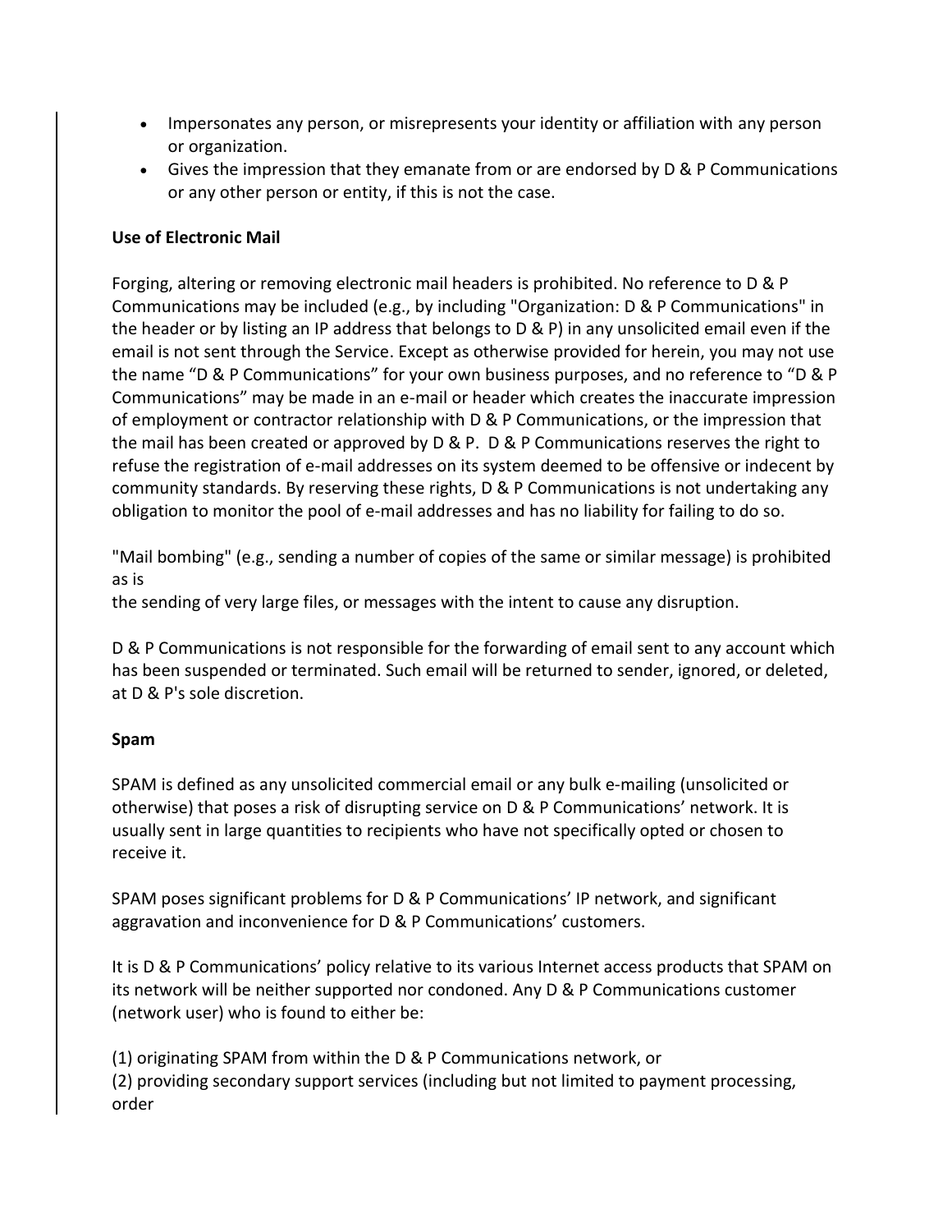- Impersonates any person, or misrepresents your identity or affiliation with any person or organization.
- Gives the impression that they emanate from or are endorsed by D & P Communications or any other person or entity, if this is not the case.

**Use of Electronic Mail**

Forging, altering or removing electronic mail headers is prohibited. No reference to D & P Communications may be included (e.g., by including "Organization: D & P Communications" in the header or by listing an IP address that belongs to D & P) in any unsolicited email even if the email is not sent through the Service. Except as otherwise provided for herein, you may not use the name "D & P Communications" for your own business purposes, and no reference to "D & P Communications" may be made in an e-mail or header which creates the inaccurate impression of employment or contractor relationship with D & P Communications, or the impression that the mail has been created or approved by D & P. D & P Communications reserves the right to refuse the registration of e-mail addresses on its system deemed to be offensive or indecent by community standards. By reserving these rights, D & P Communications is not undertaking any obligation to monitor the pool of e-mail addresses and has no liability for failing to do so.

"Mail bombing" (e.g., sending a number of copies of the same or similar message) is prohibited as is
the sending of very large files, or messages with the intent to cause any disruption.

D & P Communications is not responsible for the forwarding of email sent to any account which has been suspended or terminated. Such email will be returned to sender, ignored, or deleted, at D & P's sole discretion.

**Spam**

SPAM is defined as any unsolicited commercial email or any bulk e-mailing (unsolicited or otherwise) that poses a risk of disrupting service on D & P Communications' network. It is usually sent in large quantities to recipients who have not specifically opted or chosen to receive it.

SPAM poses significant problems for D & P Communications' IP network, and significant aggravation and inconvenience for D & P Communications' customers.

It is D & P Communications' policy relative to its various Internet access products that SPAM on its network will be neither supported nor condoned. Any D & P Communications customer (network user) who is found to either be:

(1) originating SPAM from within the D & P Communications network, or
(2) providing secondary support services (including but not limited to payment processing, order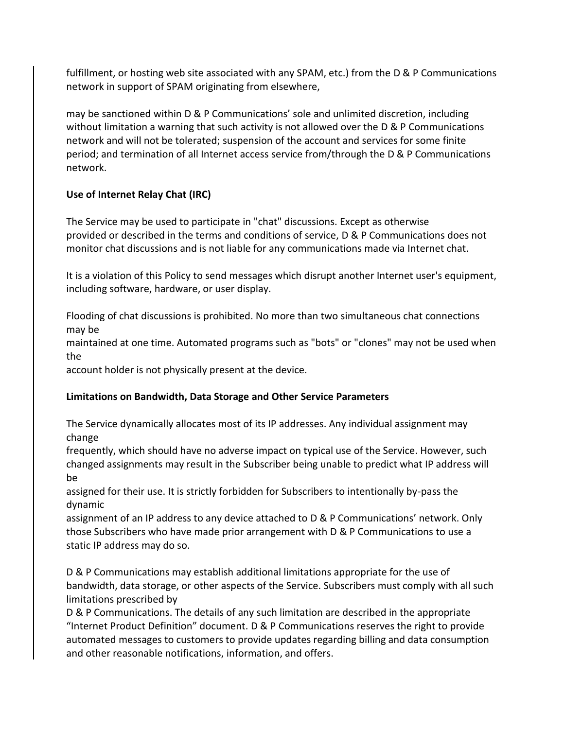fulfillment, or hosting web site associated with any SPAM, etc.) from the D & P Communications network in support of SPAM originating from elsewhere,

may be sanctioned within D & P Communications' sole and unlimited discretion, including without limitation a warning that such activity is not allowed over the D & P Communications network and will not be tolerated; suspension of the account and services for some finite period; and termination of all Internet access service from/through the D & P Communications network.

**Use of Internet Relay Chat (IRC)**

The Service may be used to participate in "chat" discussions. Except as otherwise provided or described in the terms and conditions of service, D & P Communications does not monitor chat discussions and is not liable for any communications made via Internet chat.

It is a violation of this Policy to send messages which disrupt another Internet user's equipment, including software, hardware, or user display.

Flooding of chat discussions is prohibited. No more than two simultaneous chat connections may be maintained at one time. Automated programs such as "bots" or "clones" may not be used when the account holder is not physically present at the device.

**Limitations on Bandwidth, Data Storage and Other Service Parameters**

The Service dynamically allocates most of its IP addresses. Any individual assignment may change frequently, which should have no adverse impact on typical use of the Service. However, such changed assignments may result in the Subscriber being unable to predict what IP address will be assigned for their use. It is strictly forbidden for Subscribers to intentionally by-pass the dynamic assignment of an IP address to any device attached to D & P Communications' network. Only those Subscribers who have made prior arrangement with D & P Communications to use a static IP address may do so.

D & P Communications may establish additional limitations appropriate for the use of bandwidth, data storage, or other aspects of the Service. Subscribers must comply with all such limitations prescribed by D & P Communications. The details of any such limitation are described in the appropriate "Internet Product Definition" document. D & P Communications reserves the right to provide automated messages to customers to provide updates regarding billing and data consumption and other reasonable notifications, information, and offers.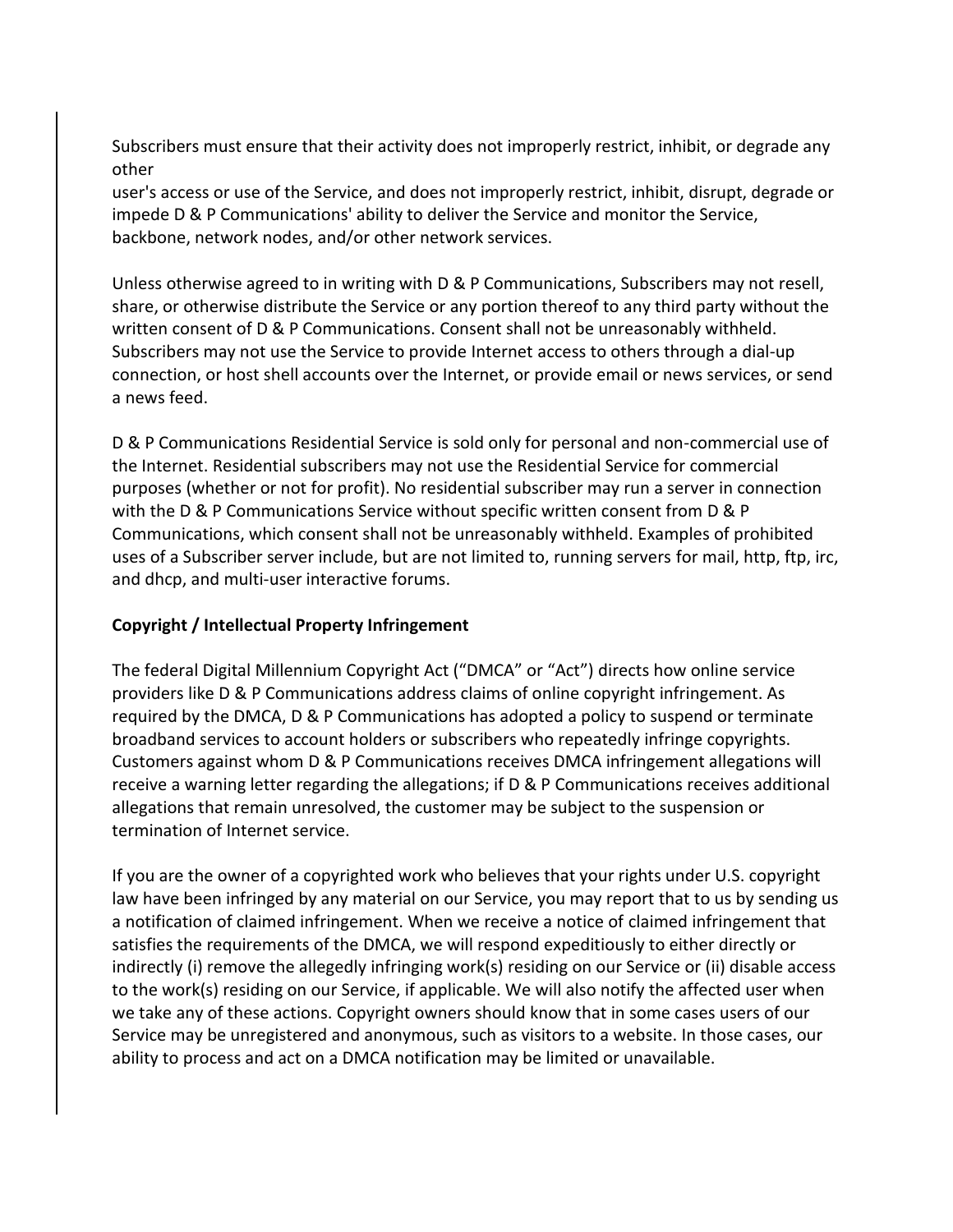Subscribers must ensure that their activity does not improperly restrict, inhibit, or degrade any other
user's access or use of the Service, and does not improperly restrict, inhibit, disrupt, degrade or impede D & P Communications' ability to deliver the Service and monitor the Service, backbone, network nodes, and/or other network services.

Unless otherwise agreed to in writing with D & P Communications, Subscribers may not resell, share, or otherwise distribute the Service or any portion thereof to any third party without the written consent of D & P Communications. Consent shall not be unreasonably withheld. Subscribers may not use the Service to provide Internet access to others through a dial-up connection, or host shell accounts over the Internet, or provide email or news services, or send a news feed.

D & P Communications Residential Service is sold only for personal and non-commercial use of the Internet. Residential subscribers may not use the Residential Service for commercial purposes (whether or not for profit). No residential subscriber may run a server in connection with the D & P Communications Service without specific written consent from D & P Communications, which consent shall not be unreasonably withheld. Examples of prohibited uses of a Subscriber server include, but are not limited to, running servers for mail, http, ftp, irc, and dhcp, and multi-user interactive forums.

**Copyright / Intellectual Property Infringement**

The federal Digital Millennium Copyright Act ("DMCA" or "Act") directs how online service providers like D & P Communications address claims of online copyright infringement. As required by the DMCA, D & P Communications has adopted a policy to suspend or terminate broadband services to account holders or subscribers who repeatedly infringe copyrights. Customers against whom D & P Communications receives DMCA infringement allegations will receive a warning letter regarding the allegations; if D & P Communications receives additional allegations that remain unresolved, the customer may be subject to the suspension or termination of Internet service.

If you are the owner of a copyrighted work who believes that your rights under U.S. copyright law have been infringed by any material on our Service, you may report that to us by sending us a notification of claimed infringement. When we receive a notice of claimed infringement that satisfies the requirements of the DMCA, we will respond expeditiously to either directly or indirectly (i) remove the allegedly infringing work(s) residing on our Service or (ii) disable access to the work(s) residing on our Service, if applicable. We will also notify the affected user when we take any of these actions. Copyright owners should know that in some cases users of our Service may be unregistered and anonymous, such as visitors to a website. In those cases, our ability to process and act on a DMCA notification may be limited or unavailable.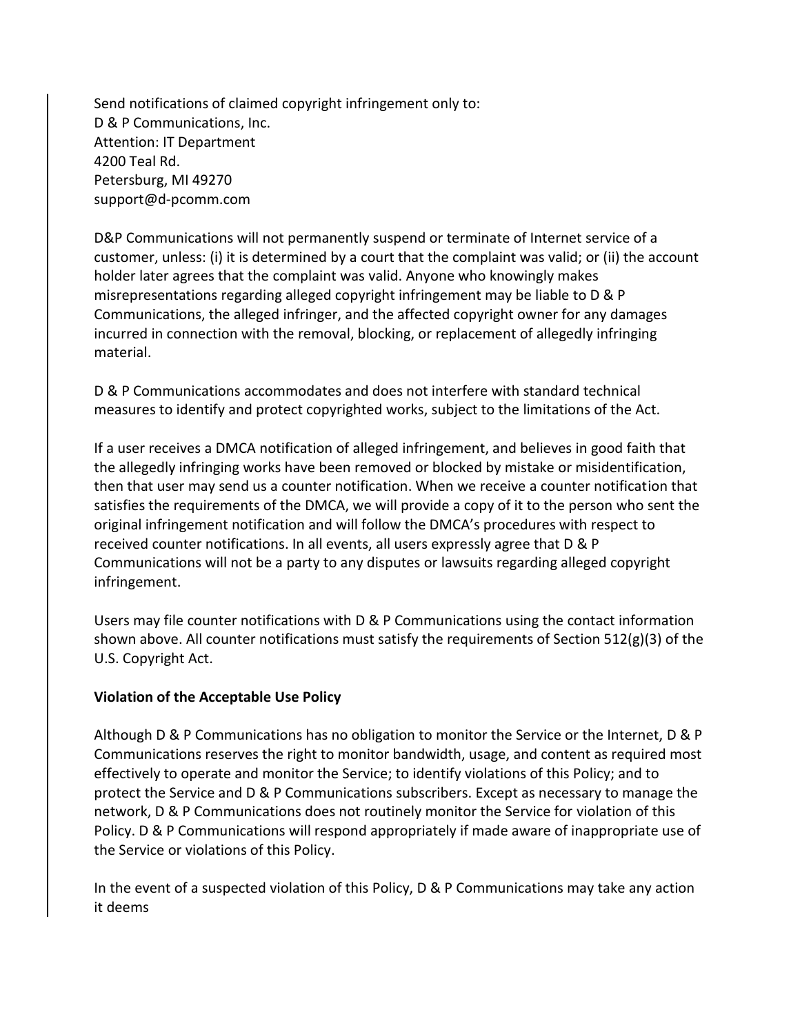Send notifications of claimed copyright infringement only to:
D & P Communications, Inc.
Attention: IT Department
4200 Teal Rd.
Petersburg, MI 49270
support@d-pcomm.com

D&P Communications will not permanently suspend or terminate of Internet service of a customer, unless: (i) it is determined by a court that the complaint was valid; or (ii) the account holder later agrees that the complaint was valid. Anyone who knowingly makes misrepresentations regarding alleged copyright infringement may be liable to D & P Communications, the alleged infringer, and the affected copyright owner for any damages incurred in connection with the removal, blocking, or replacement of allegedly infringing material.

D & P Communications accommodates and does not interfere with standard technical measures to identify and protect copyrighted works, subject to the limitations of the Act.

If a user receives a DMCA notification of alleged infringement, and believes in good faith that the allegedly infringing works have been removed or blocked by mistake or misidentification, then that user may send us a counter notification. When we receive a counter notification that satisfies the requirements of the DMCA, we will provide a copy of it to the person who sent the original infringement notification and will follow the DMCA's procedures with respect to received counter notifications. In all events, all users expressly agree that D & P Communications will not be a party to any disputes or lawsuits regarding alleged copyright infringement.

Users may file counter notifications with D & P Communications using the contact information shown above. All counter notifications must satisfy the requirements of Section 512(g)(3) of the U.S. Copyright Act.

**Violation of the Acceptable Use Policy**

Although D & P Communications has no obligation to monitor the Service or the Internet, D & P Communications reserves the right to monitor bandwidth, usage, and content as required most effectively to operate and monitor the Service; to identify violations of this Policy; and to protect the Service and D & P Communications subscribers. Except as necessary to manage the network, D & P Communications does not routinely monitor the Service for violation of this Policy. D & P Communications will respond appropriately if made aware of inappropriate use of the Service or violations of this Policy.

In the event of a suspected violation of this Policy, D & P Communications may take any action it deems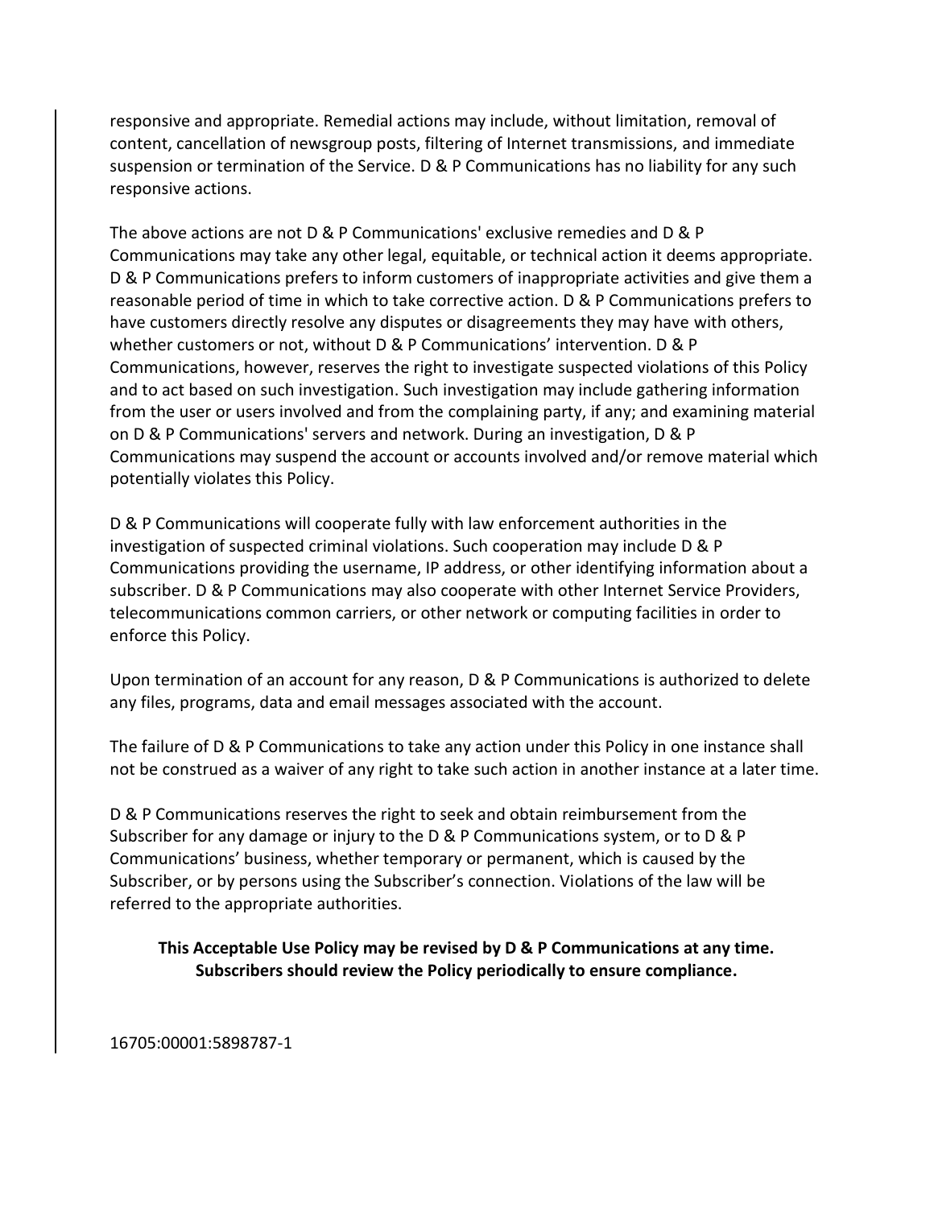responsive and appropriate. Remedial actions may include, without limitation, removal of content, cancellation of newsgroup posts, filtering of Internet transmissions, and immediate suspension or termination of the Service. D & P Communications has no liability for any such responsive actions.

The above actions are not D & P Communications' exclusive remedies and D & P Communications may take any other legal, equitable, or technical action it deems appropriate. D & P Communications prefers to inform customers of inappropriate activities and give them a reasonable period of time in which to take corrective action. D & P Communications prefers to have customers directly resolve any disputes or disagreements they may have with others, whether customers or not, without D & P Communications' intervention. D & P Communications, however, reserves the right to investigate suspected violations of this Policy and to act based on such investigation. Such investigation may include gathering information from the user or users involved and from the complaining party, if any; and examining material on D & P Communications' servers and network. During an investigation, D & P Communications may suspend the account or accounts involved and/or remove material which potentially violates this Policy.

D & P Communications will cooperate fully with law enforcement authorities in the investigation of suspected criminal violations. Such cooperation may include D & P Communications providing the username, IP address, or other identifying information about a subscriber. D & P Communications may also cooperate with other Internet Service Providers, telecommunications common carriers, or other network or computing facilities in order to enforce this Policy.

Upon termination of an account for any reason, D & P Communications is authorized to delete any files, programs, data and email messages associated with the account.

The failure of D & P Communications to take any action under this Policy in one instance shall not be construed as a waiver of any right to take such action in another instance at a later time.

D & P Communications reserves the right to seek and obtain reimbursement from the Subscriber for any damage or injury to the D & P Communications system, or to D & P Communications' business, whether temporary or permanent, which is caused by the Subscriber, or by persons using the Subscriber's connection. Violations of the law will be referred to the appropriate authorities.

**This Acceptable Use Policy may be revised by D & P Communications at any time. Subscribers should review the Policy periodically to ensure compliance.**

16705:00001:5898787-1